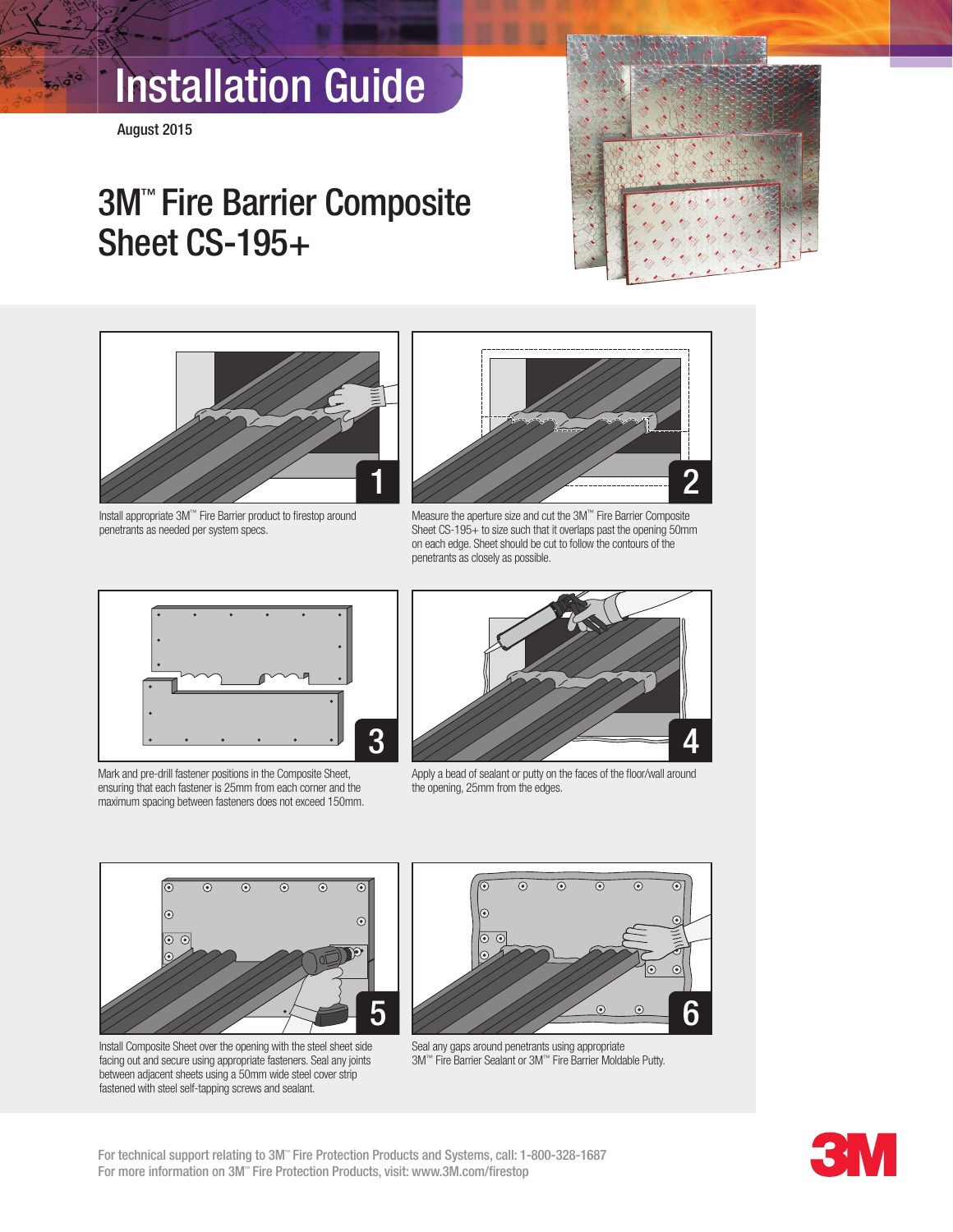# Installation Guide

August 2015

## 3M™ Fire Barrier Composite Sheet CS-195+

1. Install appropriate 3M™ Fire Barrier product to firestop around penetrants as needed per system specs.

2. Measure the aperture size and cut the 3M™ Fire Barrier Composite Sheet CS-195+ to size such that it overlaps past the opening 50mm on each edge. Sheet should be cut to follow the contours of the penetrants as closely as possible.

3. Mark and pre-drill fastener positions in the Composite Sheet, ensuring that each fastener is 25mm from each corner and the maximum spacing between fasteners does not exceed 150mm.

4. Apply a bead of sealant or putty on the faces of the floor/wall around the opening, 25mm from the edges.

5. Install Composite Sheet over the opening with the steel sheet side facing out and secure using appropriate fasteners. Seal any joints between adjacent sheets using a 50mm wide steel cover strip fastened with steel self-tapping screws and sealant.

6. Seal any gaps around penetrants using appropriate 3M™ Fire Barrier Sealant or 3M™ Fire Barrier Moldable Putty.

For technical support relating to 3M™ Fire Protection Products and Systems, call: 1-800-328-1687
For more information on 3M™ Fire Protection Products, visit: www.3M.com/firestop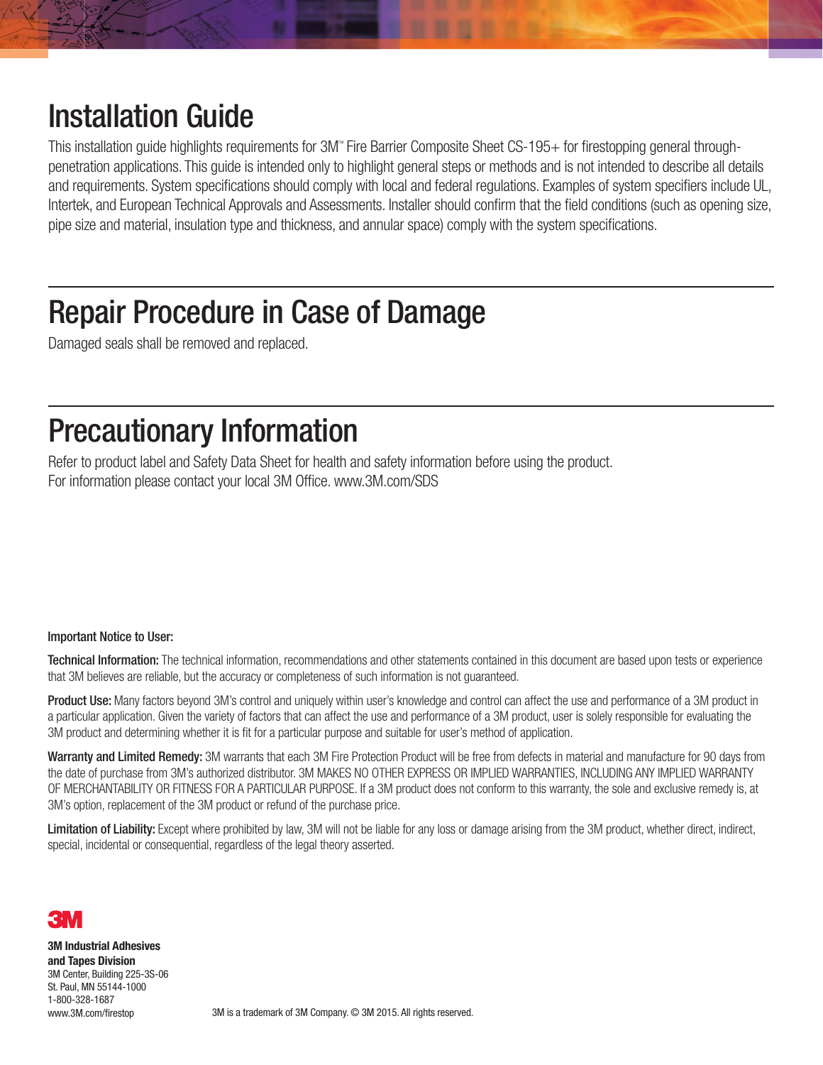# Installation Guide

This installation guide highlights requirements for 3M™ Fire Barrier Composite Sheet CS-195+ for firestopping general through-penetration applications. This guide is intended only to highlight general steps or methods and is not intended to describe all details and requirements. System specifications should comply with local and federal regulations. Examples of system specifiers include UL, Intertek, and European Technical Approvals and Assessments. Installer should confirm that the field conditions (such as opening size, pipe size and material, insulation type and thickness, and annular space) comply with the system specifications.

# Repair Procedure in Case of Damage

Damaged seals shall be removed and replaced.

# Precautionary Information

Refer to product label and Safety Data Sheet for health and safety information before using the product.
For information please contact your local 3M Office. www.3M.com/SDS

Important Notice to User:

**Technical Information:** The technical information, recommendations and other statements contained in this document are based upon tests or experience that 3M believes are reliable, but the accuracy or completeness of such information is not guaranteed.

**Product Use:** Many factors beyond 3M's control and uniquely within user's knowledge and control can affect the use and performance of a 3M product in a particular application. Given the variety of factors that can affect the use and performance of a 3M product, user is solely responsible for evaluating the 3M product and determining whether it is fit for a particular purpose and suitable for user's method of application.

**Warranty and Limited Remedy:** 3M warrants that each 3M Fire Protection Product will be free from defects in material and manufacture for 90 days from the date of purchase from 3M's authorized distributor. 3M MAKES NO OTHER EXPRESS OR IMPLIED WARRANTIES, INCLUDING ANY IMPLIED WARRANTY OF MERCHANTABILITY OR FITNESS FOR A PARTICULAR PURPOSE. If a 3M product does not conform to this warranty, the sole and exclusive remedy is, at 3M's option, replacement of the 3M product or refund of the purchase price.

**Limitation of Liability:** Except where prohibited by law, 3M will not be liable for any loss or damage arising from the 3M product, whether direct, indirect, special, incidental or consequential, regardless of the legal theory asserted.

3M

**3M Industrial Adhesives and Tapes Division**
3M Center, Building 225-3S-06
St. Paul, MN 55144-1000
1-800-328-1687
www.3M.com/firestop

3M is a trademark of 3M Company. © 3M 2015. All rights reserved.